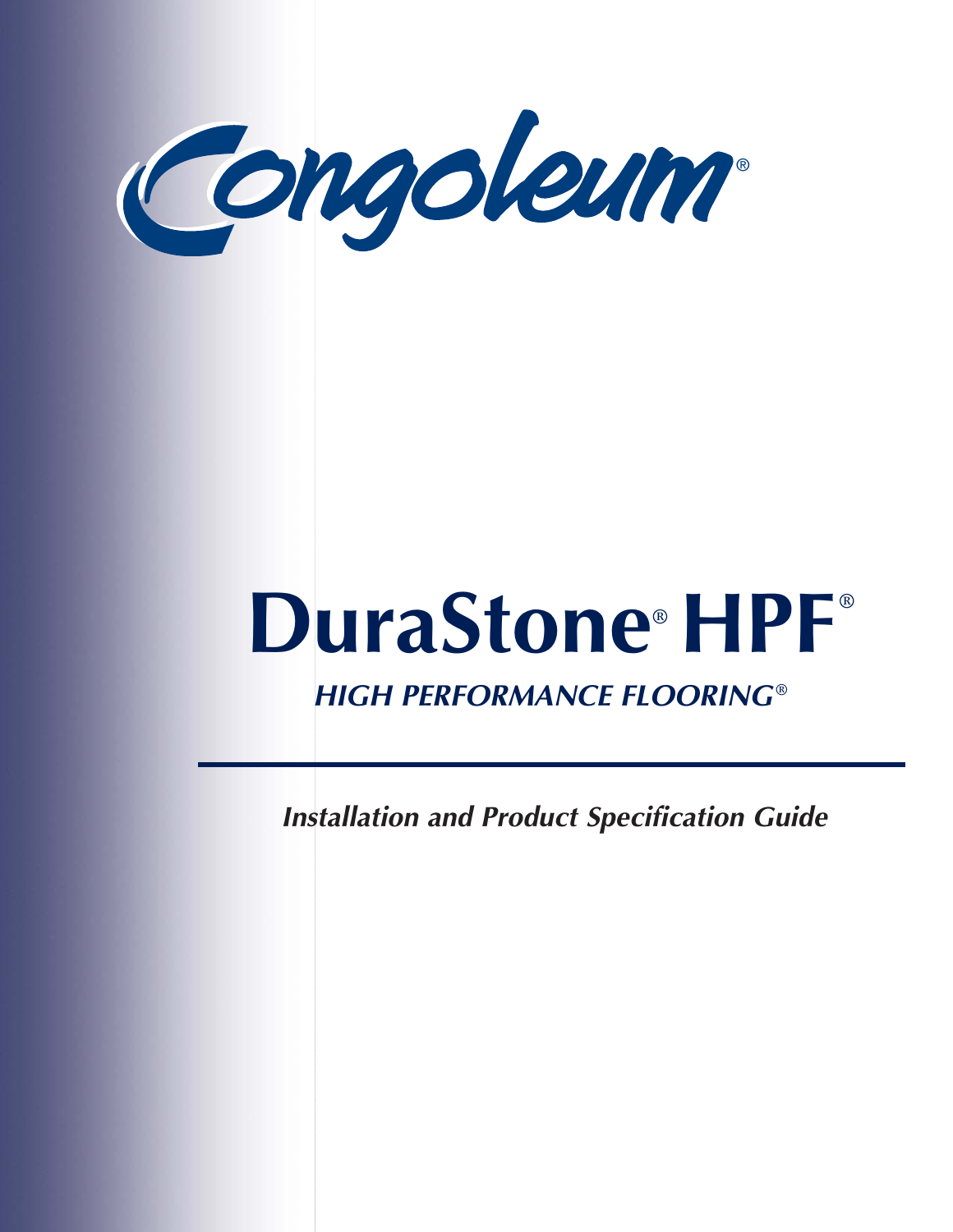Congoleum®

# DuraStone® HPF®

## *HIGH PERFORMANCE FLOORING®*

---

***Installation and Product Specification Guide***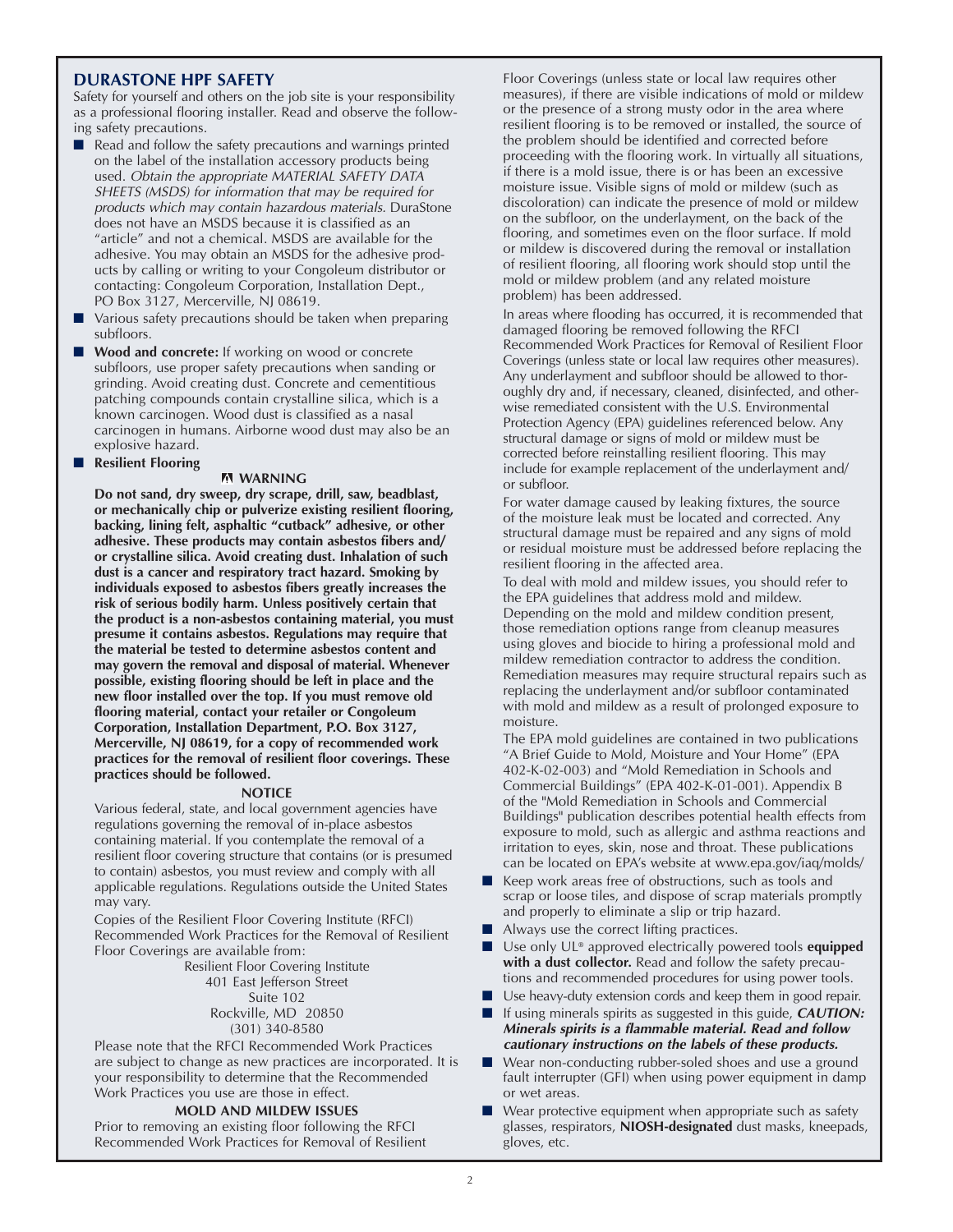## DURASTONE HPF SAFETY

Safety for yourself and others on the job site is your responsibility as a professional flooring installer. Read and observe the following safety precautions.

- Read and follow the safety precautions and warnings printed on the label of the installation accessory products being used. *Obtain the appropriate MATERIAL SAFETY DATA SHEETS (MSDS) for information that may be required for products which may contain hazardous materials.* DuraStone does not have an MSDS because it is classified as an "article" and not a chemical. MSDS are available for the adhesive. You may obtain an MSDS for the adhesive products by calling or writing to your Congoleum distributor or contacting: Congoleum Corporation, Installation Dept., PO Box 3127, Mercerville, NJ 08619.
- Various safety precautions should be taken when preparing subfloors.
- **Wood and concrete:** If working on wood or concrete subfloors, use proper safety precautions when sanding or grinding. Avoid creating dust. Concrete and cementitious patching compounds contain crystalline silica, which is a known carcinogen. Wood dust is classified as a nasal carcinogen in humans. Airborne wood dust may also be an explosive hazard.
- **Resilient Flooring**

**⚠ WARNING**

**Do not sand, dry sweep, dry scrape, drill, saw, beadblast, or mechanically chip or pulverize existing resilient flooring, backing, lining felt, asphaltic "cutback" adhesive, or other adhesive. These products may contain asbestos fibers and/or crystalline silica. Avoid creating dust. Inhalation of such dust is a cancer and respiratory tract hazard. Smoking by individuals exposed to asbestos fibers greatly increases the risk of serious bodily harm. Unless positively certain that the product is a non-asbestos containing material, you must presume it contains asbestos. Regulations may require that the material be tested to determine asbestos content and may govern the removal and disposal of material. Whenever possible, existing flooring should be left in place and the new floor installed over the top. If you must remove old flooring material, contact your retailer or Congoleum Corporation, Installation Department, P.O. Box 3127, Mercerville, NJ 08619, for a copy of recommended work practices for the removal of resilient floor coverings. These practices should be followed.**

**NOTICE**

Various federal, state, and local government agencies have regulations governing the removal of in-place asbestos containing material. If you contemplate the removal of a resilient floor covering structure that contains (or is presumed to contain) asbestos, you must review and comply with all applicable regulations. Regulations outside the United States may vary.

Copies of the Resilient Floor Covering Institute (RFCI) Recommended Work Practices for the Removal of Resilient Floor Coverings are available from:

Resilient Floor Covering Institute
401 East Jefferson Street
Suite 102
Rockville, MD 20850
(301) 340-8580

Please note that the RFCI Recommended Work Practices are subject to change as new practices are incorporated. It is your responsibility to determine that the Recommended Work Practices you use are those in effect.

**MOLD AND MILDEW ISSUES**

Prior to removing an existing floor following the RFCI Recommended Work Practices for Removal of Resilient Floor Coverings (unless state or local law requires other measures), if there are visible indications of mold or mildew or the presence of a strong musty odor in the area where resilient flooring is to be removed or installed, the source of the problem should be identified and corrected before proceeding with the flooring work. In virtually all situations, if there is a mold issue, there is or has been an excessive moisture issue. Visible signs of mold or mildew (such as discoloration) can indicate the presence of mold or mildew on the subfloor, on the underlayment, on the back of the flooring, and sometimes even on the floor surface. If mold or mildew is discovered during the removal or installation of resilient flooring, all flooring work should stop until the mold or mildew problem (and any related moisture problem) has been addressed.

In areas where flooding has occurred, it is recommended that damaged flooring be removed following the RFCI Recommended Work Practices for Removal of Resilient Floor Coverings (unless state or local law requires other measures). Any underlayment and subfloor should be allowed to thoroughly dry and, if necessary, cleaned, disinfected, and otherwise remediated consistent with the U.S. Environmental Protection Agency (EPA) guidelines referenced below. Any structural damage or signs of mold or mildew must be corrected before reinstalling resilient flooring. This may include for example replacement of the underlayment and/or subfloor.

For water damage caused by leaking fixtures, the source of the moisture leak must be located and corrected. Any structural damage must be repaired and any signs of mold or residual moisture must be addressed before replacing the resilient flooring in the affected area.

To deal with mold and mildew issues, you should refer to the EPA guidelines that address mold and mildew. Depending on the mold and mildew condition present, those remediation options range from cleanup measures using gloves and biocide to hiring a professional mold and mildew remediation contractor to address the condition. Remediation measures may require structural repairs such as replacing the underlayment and/or subfloor contaminated with mold and mildew as a result of prolonged exposure to moisture.

The EPA mold guidelines are contained in two publications "A Brief Guide to Mold, Moisture and Your Home" (EPA 402-K-02-003) and "Mold Remediation in Schools and Commercial Buildings" (EPA 402-K-01-001). Appendix B of the "Mold Remediation in Schools and Commercial Buildings" publication describes potential health effects from exposure to mold, such as allergic and asthma reactions and irritation to eyes, skin, nose and throat. These publications can be located on EPA's website at www.epa.gov/iaq/molds/

- Keep work areas free of obstructions, such as tools and scrap or loose tiles, and dispose of scrap materials promptly and properly to eliminate a slip or trip hazard.
- Always use the correct lifting practices.
- Use only UL® approved electrically powered tools **equipped with a dust collector.** Read and follow the safety precautions and recommended procedures for using power tools.
- Use heavy-duty extension cords and keep them in good repair.
- If using minerals spirits as suggested in this guide, ***CAUTION: Minerals spirits is a flammable material. Read and follow cautionary instructions on the labels of these products.***
- Wear non-conducting rubber-soled shoes and use a ground fault interrupter (GFI) when using power equipment in damp or wet areas.
- Wear protective equipment when appropriate such as safety glasses, respirators, **NIOSH-designated** dust masks, kneepads, gloves, etc.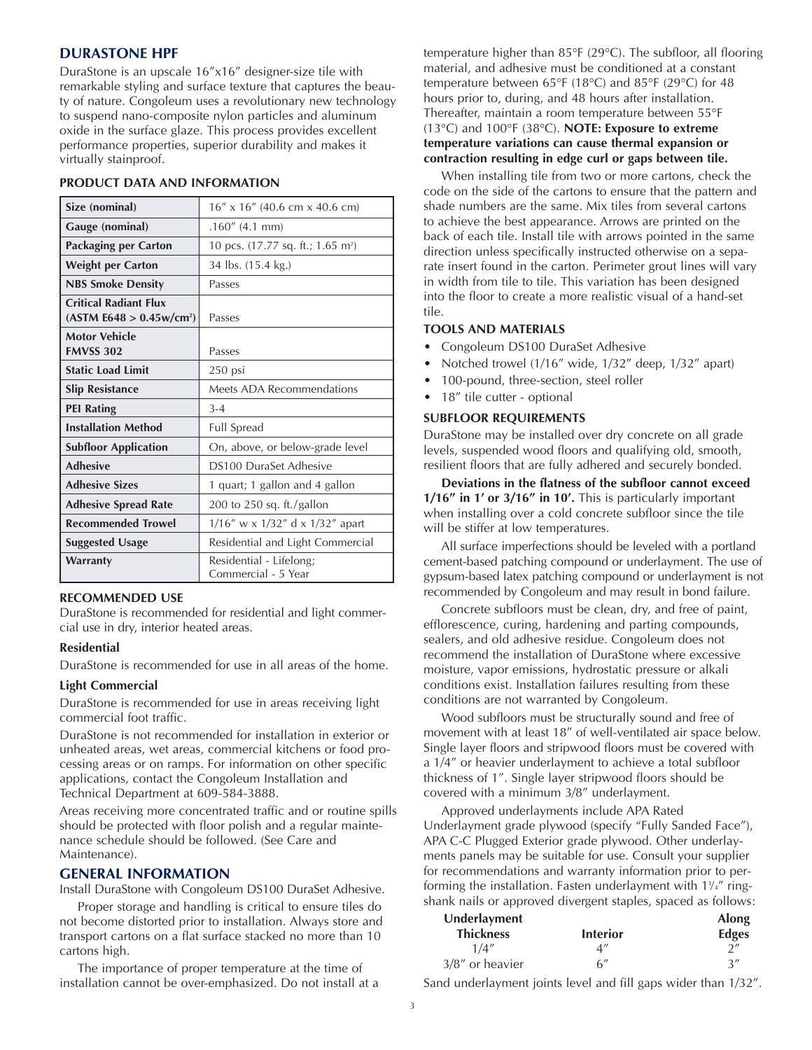## DURASTONE HPF

DuraStone is an upscale 16″x16″ designer-size tile with remarkable styling and surface texture that captures the beauty of nature. Congoleum uses a revolutionary new technology to suspend nano-composite nylon particles and aluminum oxide in the surface glaze. This process provides excellent performance properties, superior durability and makes it virtually stainproof.

### PRODUCT DATA AND INFORMATION

| | |
|---|---|
| **Size (nominal)** | 16″ x 16″ (40.6 cm x 40.6 cm) |
| **Gauge (nominal)** | .160″ (4.1 mm) |
| **Packaging per Carton** | 10 pcs. (17.77 sq. ft.; 1.65 m²) |
| **Weight per Carton** | 34 lbs. (15.4 kg.) |
| **NBS Smoke Density** | Passes |
| **Critical Radiant Flux (ASTM E648 > 0.45w/cm²)** | Passes |
| **Motor Vehicle FMVSS 302** | Passes |
| **Static Load Limit** | 250 psi |
| **Slip Resistance** | Meets ADA Recommendations |
| **PEI Rating** | 3-4 |
| **Installation Method** | Full Spread |
| **Subfloor Application** | On, above, or below-grade level |
| **Adhesive** | DS100 DuraSet Adhesive |
| **Adhesive Sizes** | 1 quart; 1 gallon and 4 gallon |
| **Adhesive Spread Rate** | 200 to 250 sq. ft./gallon |
| **Recommended Trowel** | 1/16″ w x 1/32″ d x 1/32″ apart |
| **Suggested Usage** | Residential and Light Commercial |
| **Warranty** | Residential - Lifelong; Commercial - 5 Year |

### RECOMMENDED USE

DuraStone is recommended for residential and light commercial use in dry, interior heated areas.

#### Residential

DuraStone is recommended for use in all areas of the home.

#### Light Commercial

DuraStone is recommended for use in areas receiving light commercial foot traffic.

DuraStone is not recommended for installation in exterior or unheated areas, wet areas, commercial kitchens or food processing areas or on ramps. For information on other specific applications, contact the Congoleum Installation and Technical Department at 609-584-3888.

Areas receiving more concentrated traffic and or routine spills should be protected with floor polish and a regular maintenance schedule should be followed. (See Care and Maintenance).

## GENERAL INFORMATION

Install DuraStone with Congoleum DS100 DuraSet Adhesive.

Proper storage and handling is critical to ensure tiles do not become distorted prior to installation. Always store and transport cartons on a flat surface stacked no more than 10 cartons high.

The importance of proper temperature at the time of installation cannot be over-emphasized. Do not install at a temperature higher than 85°F (29°C). The subfloor, all flooring material, and adhesive must be conditioned at a constant temperature between 65°F (18°C) and 85°F (29°C) for 48 hours prior to, during, and 48 hours after installation. Thereafter, maintain a room temperature between 55°F (13°C) and 100°F (38°C). **NOTE: Exposure to extreme temperature variations can cause thermal expansion or contraction resulting in edge curl or gaps between tile.**

When installing tile from two or more cartons, check the code on the side of the cartons to ensure that the pattern and shade numbers are the same. Mix tiles from several cartons to achieve the best appearance. Arrows are printed on the back of each tile. Install tile with arrows pointed in the same direction unless specifically instructed otherwise on a separate insert found in the carton. Perimeter grout lines will vary in width from tile to tile. This variation has been designed into the floor to create a more realistic visual of a hand-set tile.

### TOOLS AND MATERIALS

- Congoleum DS100 DuraSet Adhesive
- Notched trowel (1/16″ wide, 1/32″ deep, 1/32″ apart)
- 100-pound, three-section, steel roller
- 18″ tile cutter - optional

### SUBFLOOR REQUIREMENTS

DuraStone may be installed over dry concrete on all grade levels, suspended wood floors and qualifying old, smooth, resilient floors that are fully adhered and securely bonded.

**Deviations in the flatness of the subfloor cannot exceed 1/16″ in 1′ or 3/16″ in 10′.** This is particularly important when installing over a cold concrete subfloor since the tile will be stiffer at low temperatures.

All surface imperfections should be leveled with a portland cement-based patching compound or underlayment. The use of gypsum-based latex patching compound or underlayment is not recommended by Congoleum and may result in bond failure.

Concrete subfloors must be clean, dry, and free of paint, efflorescence, curing, hardening and parting compounds, sealers, and old adhesive residue. Congoleum does not recommend the installation of DuraStone where excessive moisture, vapor emissions, hydrostatic pressure or alkali conditions exist. Installation failures resulting from these conditions are not warranted by Congoleum.

Wood subfloors must be structurally sound and free of movement with at least 18″ of well-ventilated air space below. Single layer floors and stripwood floors must be covered with a 1/4″ or heavier underlayment to achieve a total subfloor thickness of 1″. Single layer stripwood floors should be covered with a minimum 3/8″ underlayment.

Approved underlayments include APA Rated Underlayment grade plywood (specify "Fully Sanded Face"), APA C-C Plugged Exterior grade plywood. Other underlayments panels may be suitable for use. Consult your supplier for recommendations and warranty information prior to performing the installation. Fasten underlayment with 1¼″ ring-shank nails or approved divergent staples, spaced as follows:

| Underlayment Thickness | Interior | Along Edges |
|---|---|---|
| 1/4″ | 4″ | 2″ |
| 3/8″ or heavier | 6″ | 3″ |

Sand underlayment joints level and fill gaps wider than 1/32″.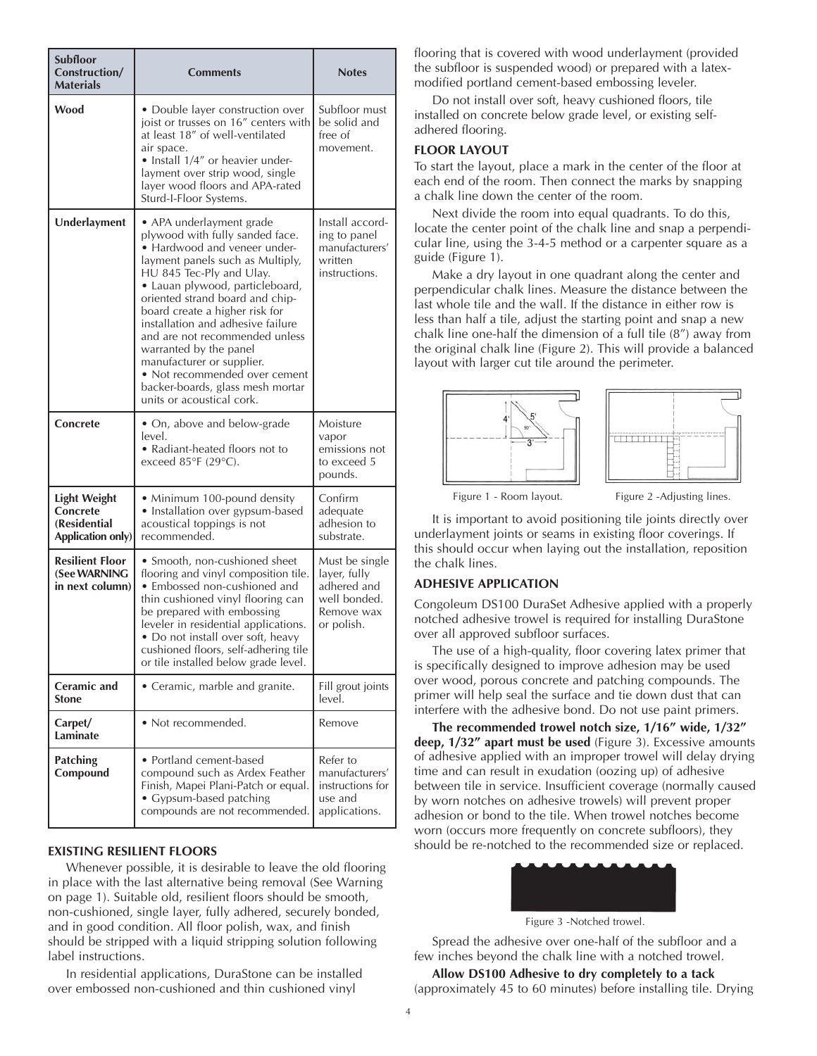| Subfloor Construction/ Materials | Comments | Notes |
|---|---|---|
| **Wood** | • Double layer construction over joist or trusses on 16″ centers with at least 18″ of well-ventilated air space.<br>• Install 1/4″ or heavier underlayment over strip wood, single layer wood floors and APA-rated Sturd-I-Floor Systems. | Subfloor must be solid and free of movement. |
| **Underlayment** | • APA underlayment grade plywood with fully sanded face.<br>• Hardwood and veneer underlayment panels such as Multiply, HU 845 Tec-Ply and Ulay.<br>• Lauan plywood, particleboard, oriented strand board and chipboard create a higher risk for installation and adhesive failure and are not recommended unless warranted by the panel manufacturer or supplier.<br>• Not recommended over cement backer-boards, glass mesh mortar units or acoustical cork. | Install according to panel manufacturers' written instructions. |
| **Concrete** | • On, above and below-grade level.<br>• Radiant-heated floors not to exceed 85°F (29°C). | Moisture vapor emissions not to exceed 5 pounds. |
| **Light Weight Concrete (Residential Application only)** | • Minimum 100-pound density<br>• Installation over gypsum-based acoustical toppings is not recommended. | Confirm adequate adhesion to substrate. |
| **Resilient Floor (See WARNING in next column)** | • Smooth, non-cushioned sheet flooring and vinyl composition tile.<br>• Embossed non-cushioned and thin cushioned vinyl flooring can be prepared with embossing leveler in residential applications.<br>• Do not install over soft, heavy cushioned floors, self-adhering tile or tile installed below grade level. | Must be single layer, fully adhered and well bonded. Remove wax or polish. |
| **Ceramic and Stone** | • Ceramic, marble and granite. | Fill grout joints level. |
| **Carpet/ Laminate** | • Not recommended. | Remove |
| **Patching Compound** | • Portland cement-based compound such as Ardex Feather Finish, Mapei Plani-Patch or equal.<br>• Gypsum-based patching compounds are not recommended. | Refer to manufacturers' instructions for use and applications. |

## EXISTING RESILIENT FLOORS

Whenever possible, it is desirable to leave the old flooring in place with the last alternative being removal (See Warning on page 1). Suitable old, resilient floors should be smooth, non-cushioned, single layer, fully adhered, securely bonded, and in good condition. All floor polish, wax, and finish should be stripped with a liquid stripping solution following label instructions.

In residential applications, DuraStone can be installed over embossed non-cushioned and thin cushioned vinyl flooring that is covered with wood underlayment (provided the subfloor is suspended wood) or prepared with a latex-modified portland cement-based embossing leveler.

Do not install over soft, heavy cushioned floors, tile installed on concrete below grade level, or existing self-adhered flooring.

## FLOOR LAYOUT

To start the layout, place a mark in the center of the floor at each end of the room. Then connect the marks by snapping a chalk line down the center of the room.

Next divide the room into equal quadrants. To do this, locate the center point of the chalk line and snap a perpendicular line, using the 3-4-5 method or a carpenter square as a guide (Figure 1).

Make a dry layout in one quadrant along the center and perpendicular chalk lines. Measure the distance between the last whole tile and the wall. If the distance in either row is less than half a tile, adjust the starting point and snap a new chalk line one-half the dimension of a full tile (8″) away from the original chalk line (Figure 2). This will provide a balanced layout with larger cut tile around the perimeter.

Figure 1 - Room layout.

Figure 2 -Adjusting lines.

It is important to avoid positioning tile joints directly over underlayment joints or seams in existing floor coverings. If this should occur when laying out the installation, reposition the chalk lines.

## ADHESIVE APPLICATION

Congoleum DS100 DuraSet Adhesive applied with a properly notched adhesive trowel is required for installing DuraStone over all approved subfloor surfaces.

The use of a high-quality, floor covering latex primer that is specifically designed to improve adhesion may be used over wood, porous concrete and patching compounds. The primer will help seal the surface and tie down dust that can interfere with the adhesive bond. Do not use paint primers.

**The recommended trowel notch size, 1/16″ wide, 1/32″ deep, 1/32″ apart must be used** (Figure 3). Excessive amounts of adhesive applied with an improper trowel will delay drying time and can result in exudation (oozing up) of adhesive between tile in service. Insufficient coverage (normally caused by worn notches on adhesive trowels) will prevent proper adhesion or bond to the tile. When trowel notches become worn (occurs more frequently on concrete subfloors), they should be re-notched to the recommended size or replaced.

Figure 3 -Notched trowel.

Spread the adhesive over one-half of the subfloor and a few inches beyond the chalk line with a notched trowel.

**Allow DS100 Adhesive to dry completely to a tack** (approximately 45 to 60 minutes) before installing tile. Drying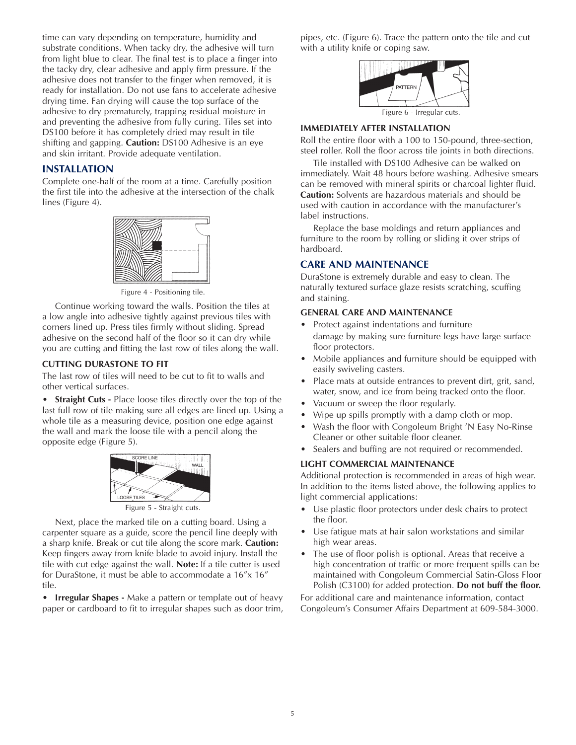time can vary depending on temperature, humidity and substrate conditions. When tacky dry, the adhesive will turn from light blue to clear. The final test is to place a finger into the tacky dry, clear adhesive and apply firm pressure. If the adhesive does not transfer to the finger when removed, it is ready for installation. Do not use fans to accelerate adhesive drying time. Fan drying will cause the top surface of the adhesive to dry prematurely, trapping residual moisture in and preventing the adhesive from fully curing. Tiles set into DS100 before it has completely dried may result in tile shifting and gapping. **Caution:** DS100 Adhesive is an eye and skin irritant. Provide adequate ventilation.

## INSTALLATION

Complete one-half of the room at a time. Carefully position the first tile into the adhesive at the intersection of the chalk lines (Figure 4).

Figure 4 - Positioning tile.

Continue working toward the walls. Position the tiles at a low angle into adhesive tightly against previous tiles with corners lined up. Press tiles firmly without sliding. Spread adhesive on the second half of the floor so it can dry while you are cutting and fitting the last row of tiles along the wall.

### CUTTING DURASTONE TO FIT

The last row of tiles will need to be cut to fit to walls and other vertical surfaces.

- **Straight Cuts -** Place loose tiles directly over the top of the last full row of tile making sure all edges are lined up. Using a whole tile as a measuring device, position one edge against the wall and mark the loose tile with a pencil along the opposite edge (Figure 5).

Figure 5 - Straight cuts.

Next, place the marked tile on a cutting board. Using a carpenter square as a guide, score the pencil line deeply with a sharp knife. Break or cut tile along the score mark. **Caution:** Keep fingers away from knife blade to avoid injury. Install the tile with cut edge against the wall. **Note:** If a tile cutter is used for DuraStone, it must be able to accommodate a 16″x 16″ tile.

- **Irregular Shapes -** Make a pattern or template out of heavy paper or cardboard to fit to irregular shapes such as door trim, pipes, etc. (Figure 6). Trace the pattern onto the tile and cut with a utility knife or coping saw.

Figure 6 - Irregular cuts.

### IMMEDIATELY AFTER INSTALLATION

Roll the entire floor with a 100 to 150-pound, three-section, steel roller. Roll the floor across tile joints in both directions.

Tile installed with DS100 Adhesive can be walked on immediately. Wait 48 hours before washing. Adhesive smears can be removed with mineral spirits or charcoal lighter fluid. **Caution:** Solvents are hazardous materials and should be used with caution in accordance with the manufacturer's label instructions.

Replace the base moldings and return appliances and furniture to the room by rolling or sliding it over strips of hardboard.

## CARE AND MAINTENANCE

DuraStone is extremely durable and easy to clean. The naturally textured surface glaze resists scratching, scuffing and staining.

### GENERAL CARE AND MAINTENANCE

- Protect against indentations and furniture damage by making sure furniture legs have large surface floor protectors.
- Mobile appliances and furniture should be equipped with easily swiveling casters.
- Place mats at outside entrances to prevent dirt, grit, sand, water, snow, and ice from being tracked onto the floor.
- Vacuum or sweep the floor regularly.
- Wipe up spills promptly with a damp cloth or mop.
- Wash the floor with Congoleum Bright 'N Easy No-Rinse Cleaner or other suitable floor cleaner.
- Sealers and buffing are not required or recommended.

### LIGHT COMMERCIAL MAINTENANCE

Additional protection is recommended in areas of high wear. In addition to the items listed above, the following applies to light commercial applications:

- Use plastic floor protectors under desk chairs to protect the floor.
- Use fatigue mats at hair salon workstations and similar high wear areas.
- The use of floor polish is optional. Areas that receive a high concentration of traffic or more frequent spills can be maintained with Congoleum Commercial Satin-Gloss Floor Polish (C3100) for added protection. **Do not buff the floor.**

For additional care and maintenance information, contact Congoleum's Consumer Affairs Department at 609-584-3000.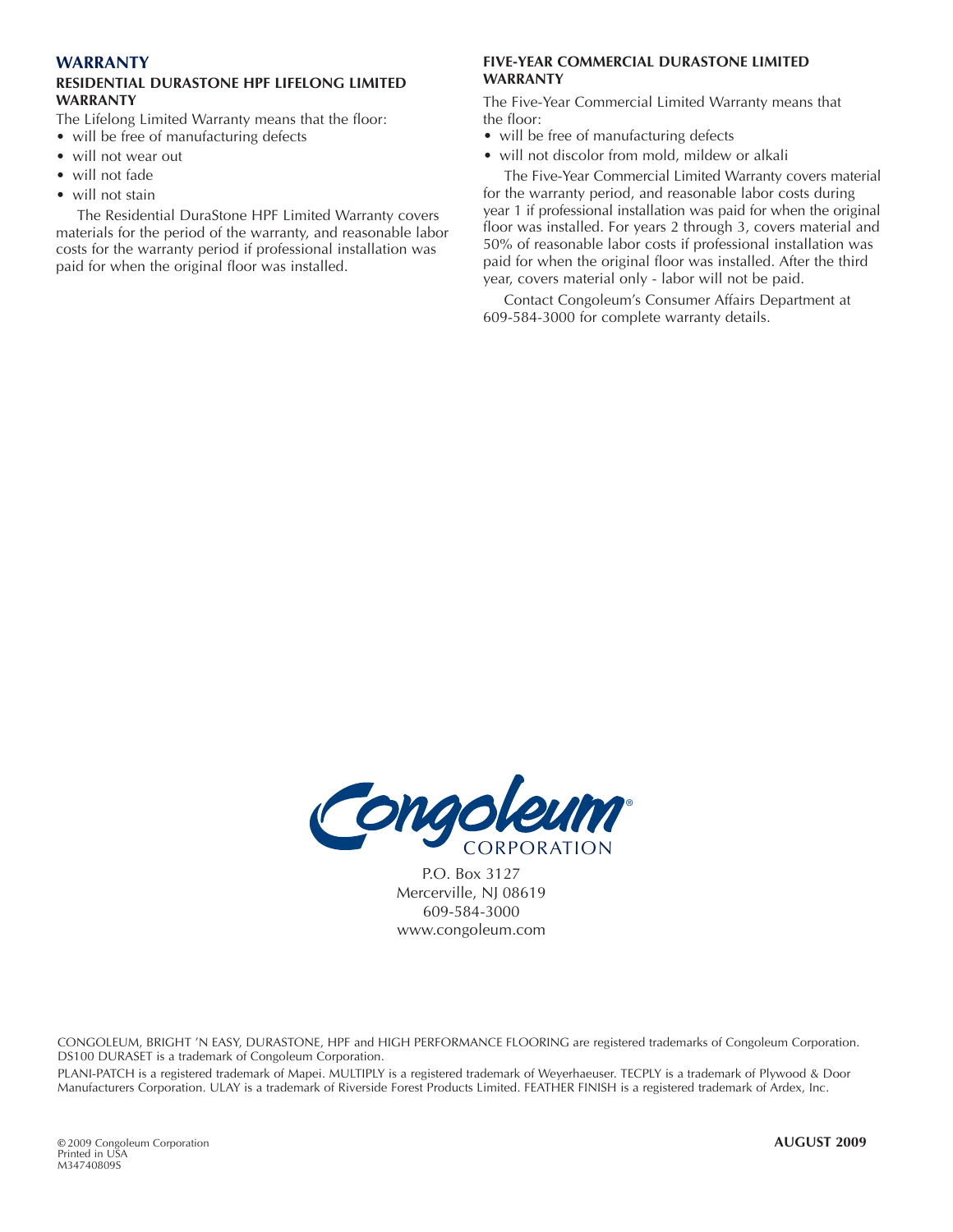## WARRANTY

### RESIDENTIAL DURASTONE HPF LIFELONG LIMITED WARRANTY

The Lifelong Limited Warranty means that the floor:

- will be free of manufacturing defects
- will not wear out
- will not fade
- will not stain

The Residential DuraStone HPF Limited Warranty covers materials for the period of the warranty, and reasonable labor costs for the warranty period if professional installation was paid for when the original floor was installed.

### FIVE-YEAR COMMERCIAL DURASTONE LIMITED WARRANTY

The Five-Year Commercial Limited Warranty means that the floor:

- will be free of manufacturing defects
- will not discolor from mold, mildew or alkali

The Five-Year Commercial Limited Warranty covers material for the warranty period, and reasonable labor costs during year 1 if professional installation was paid for when the original floor was installed. For years 2 through 3, covers material and 50% of reasonable labor costs if professional installation was paid for when the original floor was installed. After the third year, covers material only - labor will not be paid.

Contact Congoleum's Consumer Affairs Department at 609-584-3000 for complete warranty details.

Congoleum® CORPORATION

P.O. Box 3127
Mercerville, NJ 08619
609-584-3000
www.congoleum.com

CONGOLEUM, BRIGHT 'N EASY, DURASTONE, HPF and HIGH PERFORMANCE FLOORING are registered trademarks of Congoleum Corporation. DS100 DURASET is a trademark of Congoleum Corporation.

PLANI-PATCH is a registered trademark of Mapei. MULTIPLY is a registered trademark of Weyerhaeuser. TECPLY is a trademark of Plywood & Door Manufacturers Corporation. ULAY is a trademark of Riverside Forest Products Limited. FEATHER FINISH is a registered trademark of Ardex, Inc.

© 2009 Congoleum Corporation
Printed in USA
M34740809S

**AUGUST 2009**